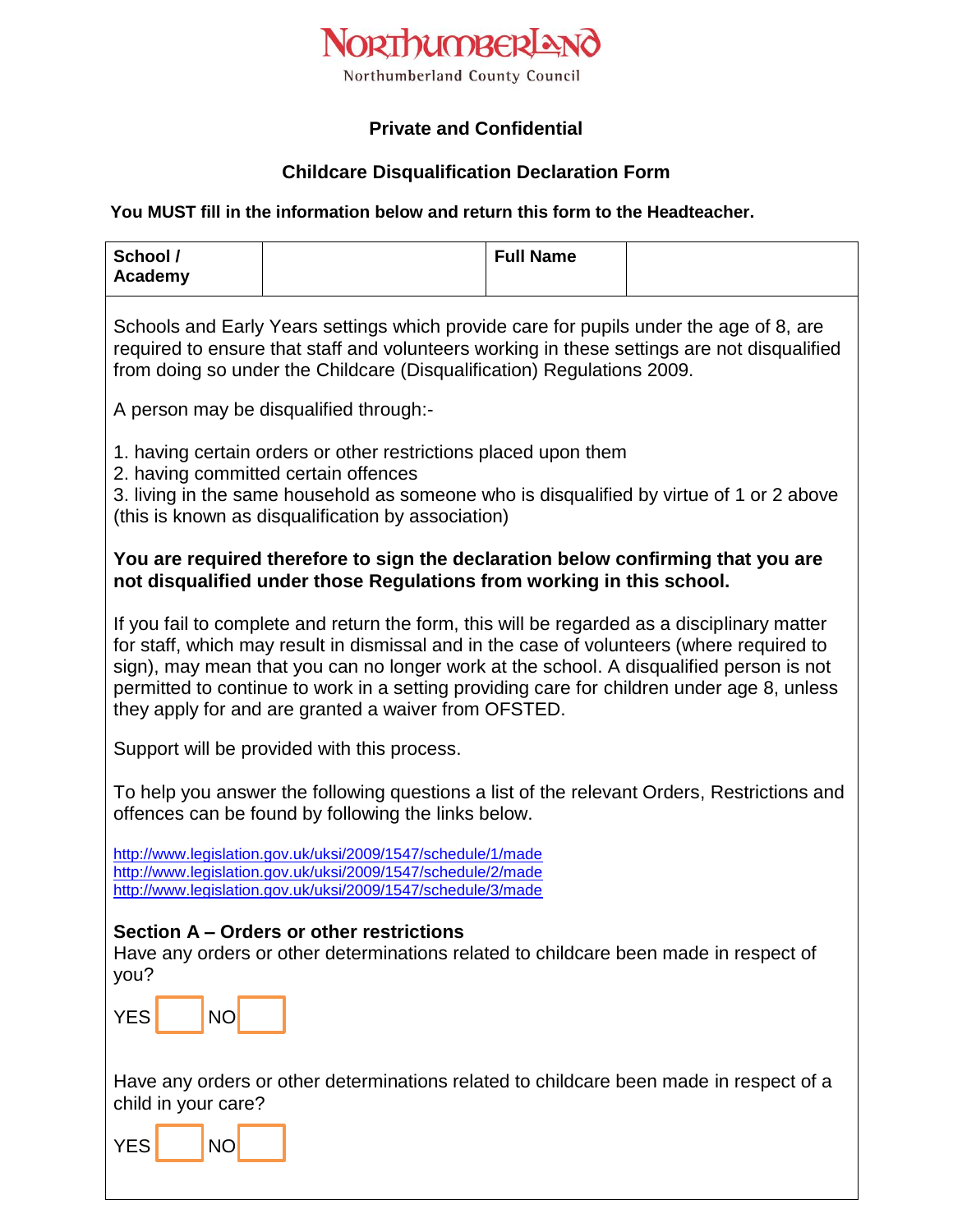Northumberland County Council

**Private and Confidential**

**Childcare Disqualification Declaration Form**

**You MUST fill in the information below and return this form to the Headteacher.**

| School / Academy | | Full Name | |
|---|---|---|---|

Schools and Early Years settings which provide care for pupils under the age of 8, are required to ensure that staff and volunteers working in these settings are not disqualified from doing so under the Childcare (Disqualification) Regulations 2009.

A person may be disqualified through:-

1. having certain orders or other restrictions placed upon them
2. having committed certain offences
3. living in the same household as someone who is disqualified by virtue of 1 or 2 above (this is known as disqualification by association)

**You are required therefore to sign the declaration below confirming that you are not disqualified under those Regulations from working in this school.**

If you fail to complete and return the form, this will be regarded as a disciplinary matter for staff, which may result in dismissal and in the case of volunteers (where required to sign), may mean that you can no longer work at the school. A disqualified person is not permitted to continue to work in a setting providing care for children under age 8, unless they apply for and are granted a waiver from OFSTED.

Support will be provided with this process.

To help you answer the following questions a list of the relevant Orders, Restrictions and offences can be found by following the links below.

http://www.legislation.gov.uk/uksi/2009/1547/schedule/1/made
http://www.legislation.gov.uk/uksi/2009/1547/schedule/2/made
http://www.legislation.gov.uk/uksi/2009/1547/schedule/3/made

**Section A – Orders or other restrictions**

Have any orders or other determinations related to childcare been made in respect of you?

YES ☐ NO ☐

Have any orders or other determinations related to childcare been made in respect of a child in your care?

YES ☐ NO ☐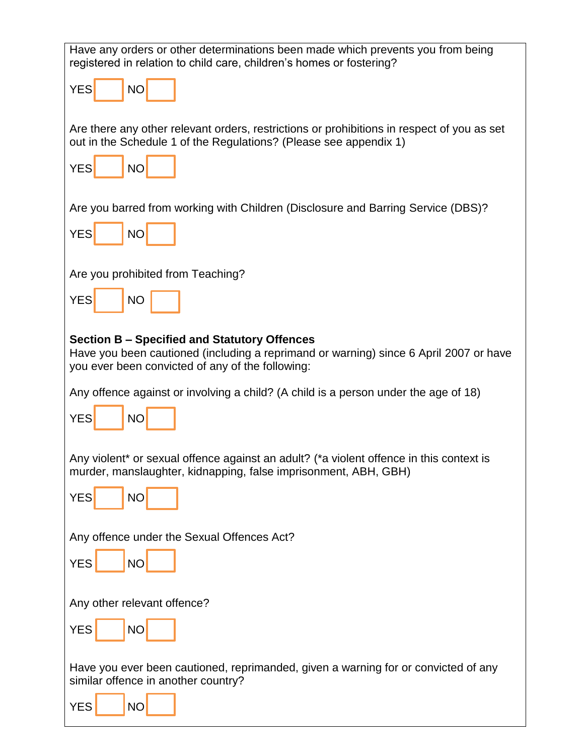Have any orders or other determinations been made which prevents you from being registered in relation to child care, children's homes or fostering?

YES ☐ NO ☐

Are there any other relevant orders, restrictions or prohibitions in respect of you as set out in the Schedule 1 of the Regulations? (Please see appendix 1)

YES ☐ NO ☐

Are you barred from working with Children (Disclosure and Barring Service (DBS)?

YES ☐ NO ☐

Are you prohibited from Teaching?

YES ☐ NO ☐

**Section B – Specified and Statutory Offences**

Have you been cautioned (including a reprimand or warning) since 6 April 2007 or have you ever been convicted of any of the following:

Any offence against or involving a child? (A child is a person under the age of 18)

YES ☐ NO ☐

Any violent* or sexual offence against an adult? (*a violent offence in this context is murder, manslaughter, kidnapping, false imprisonment, ABH, GBH)

YES ☐ NO ☐

Any offence under the Sexual Offences Act?

YES ☐ NO ☐

Any other relevant offence?

YES ☐ NO ☐

Have you ever been cautioned, reprimanded, given a warning for or convicted of any similar offence in another country?

YES ☐ NO ☐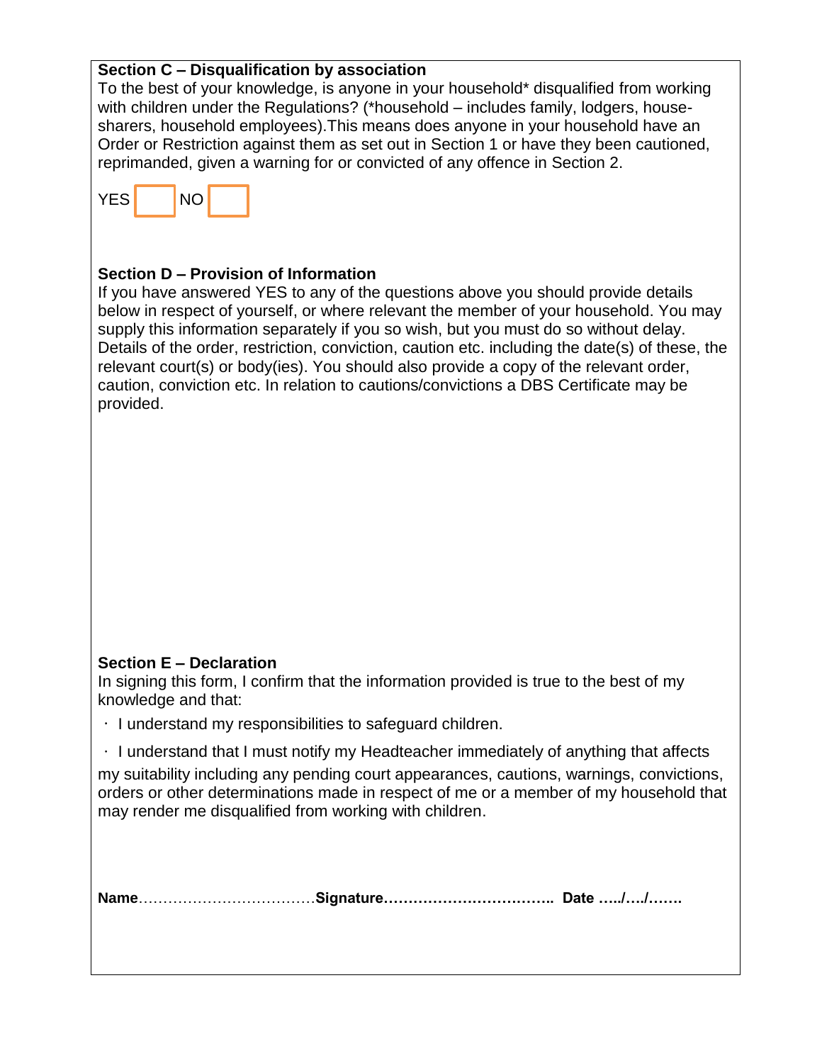**Section C – Disqualification by association**

To the best of your knowledge, is anyone in your household* disqualified from working with children under the Regulations? (*household – includes family, lodgers, house-sharers, household employees).This means does anyone in your household have an Order or Restriction against them as set out in Section 1 or have they been cautioned, reprimanded, given a warning for or convicted of any offence in Section 2.

YES ☐ NO ☐

**Section D – Provision of Information**

If you have answered YES to any of the questions above you should provide details below in respect of yourself, or where relevant the member of your household. You may supply this information separately if you so wish, but you must do so without delay. Details of the order, restriction, conviction, caution etc. including the date(s) of these, the relevant court(s) or body(ies). You should also provide a copy of the relevant order, caution, conviction etc. In relation to cautions/convictions a DBS Certificate may be provided.

**Section E – Declaration**

In signing this form, I confirm that the information provided is true to the best of my knowledge and that:

- I understand my responsibilities to safeguard children.
- I understand that I must notify my Headteacher immediately of anything that affects my suitability including any pending court appearances, cautions, warnings, convictions, orders or other determinations made in respect of me or a member of my household that may render me disqualified from working with children.

**Name**……………………………**Signature**…………………………….. **Date** …../…./…….